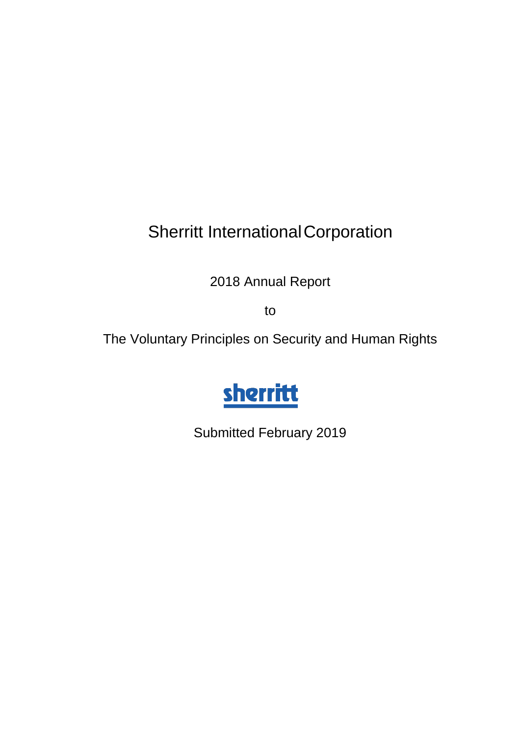# Sherritt International Corporation

2018 Annual Report

to

The Voluntary Principles on Security and Human Rights

sherritt

Submitted February 2019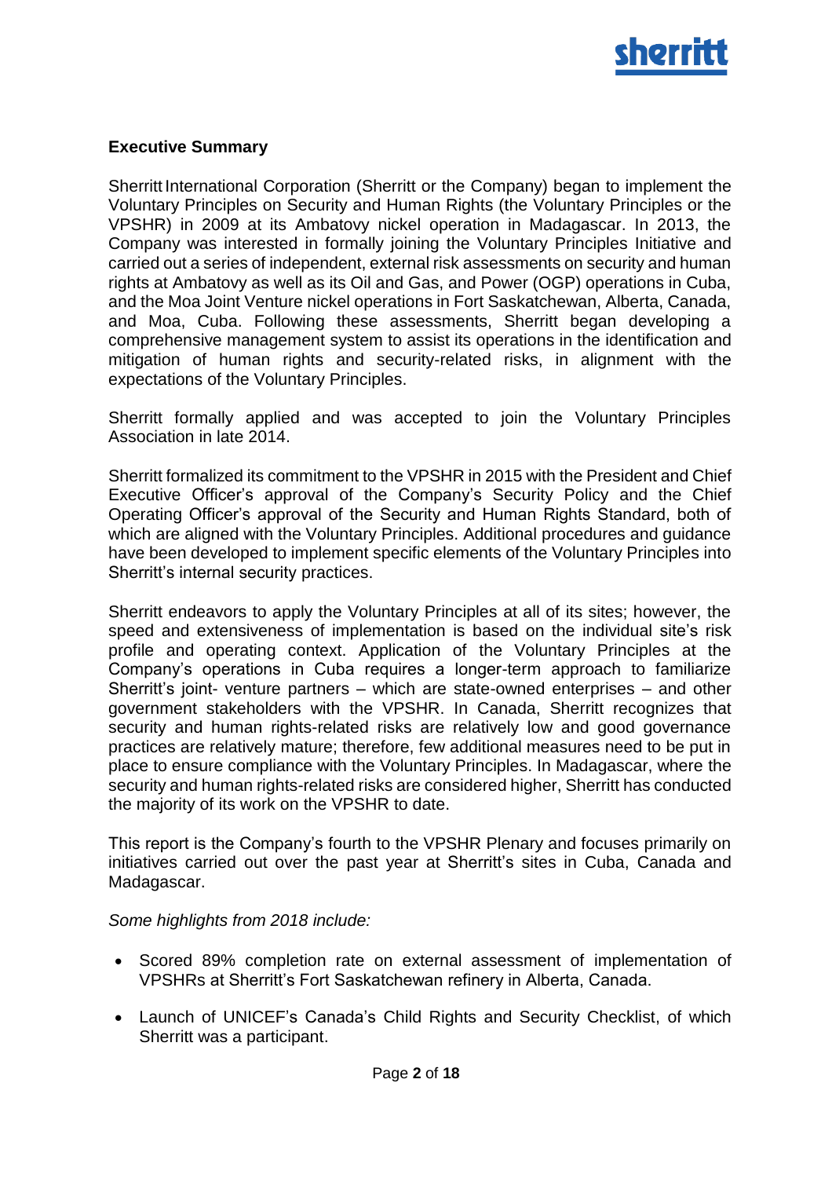## Executive Summary

Sherritt International Corporation (Sherritt or the Company) began to implement the Voluntary Principles on Security and Human Rights (the Voluntary Principles or the VPSHR) in 2009 at its Ambatovy nickel operation in Madagascar. In 2013, the Company was interested in formally joining the Voluntary Principles Initiative and carried out a series of independent, external risk assessments on security and human rights at Ambatovy as well as its Oil and Gas, and Power (OGP) operations in Cuba, and the Moa Joint Venture nickel operations in Fort Saskatchewan, Alberta, Canada, and Moa, Cuba. Following these assessments, Sherritt began developing a comprehensive management system to assist its operations in the identification and mitigation of human rights and security-related risks, in alignment with the expectations of the Voluntary Principles.

Sherritt formally applied and was accepted to join the Voluntary Principles Association in late 2014.

Sherritt formalized its commitment to the VPSHR in 2015 with the President and Chief Executive Officer's approval of the Company's Security Policy and the Chief Operating Officer's approval of the Security and Human Rights Standard, both of which are aligned with the Voluntary Principles. Additional procedures and guidance have been developed to implement specific elements of the Voluntary Principles into Sherritt's internal security practices.

Sherritt endeavors to apply the Voluntary Principles at all of its sites; however, the speed and extensiveness of implementation is based on the individual site's risk profile and operating context. Application of the Voluntary Principles at the Company's operations in Cuba requires a longer-term approach to familiarize Sherritt's joint- venture partners – which are state-owned enterprises – and other government stakeholders with the VPSHR. In Canada, Sherritt recognizes that security and human rights-related risks are relatively low and good governance practices are relatively mature; therefore, few additional measures need to be put in place to ensure compliance with the Voluntary Principles. In Madagascar, where the security and human rights-related risks are considered higher, Sherritt has conducted the majority of its work on the VPSHR to date.

This report is the Company's fourth to the VPSHR Plenary and focuses primarily on initiatives carried out over the past year at Sherritt's sites in Cuba, Canada and Madagascar.

*Some highlights from 2018 include:*

- Scored 89% completion rate on external assessment of implementation of VPSHRs at Sherritt's Fort Saskatchewan refinery in Alberta, Canada.
- Launch of UNICEF's Canada's Child Rights and Security Checklist, of which Sherritt was a participant.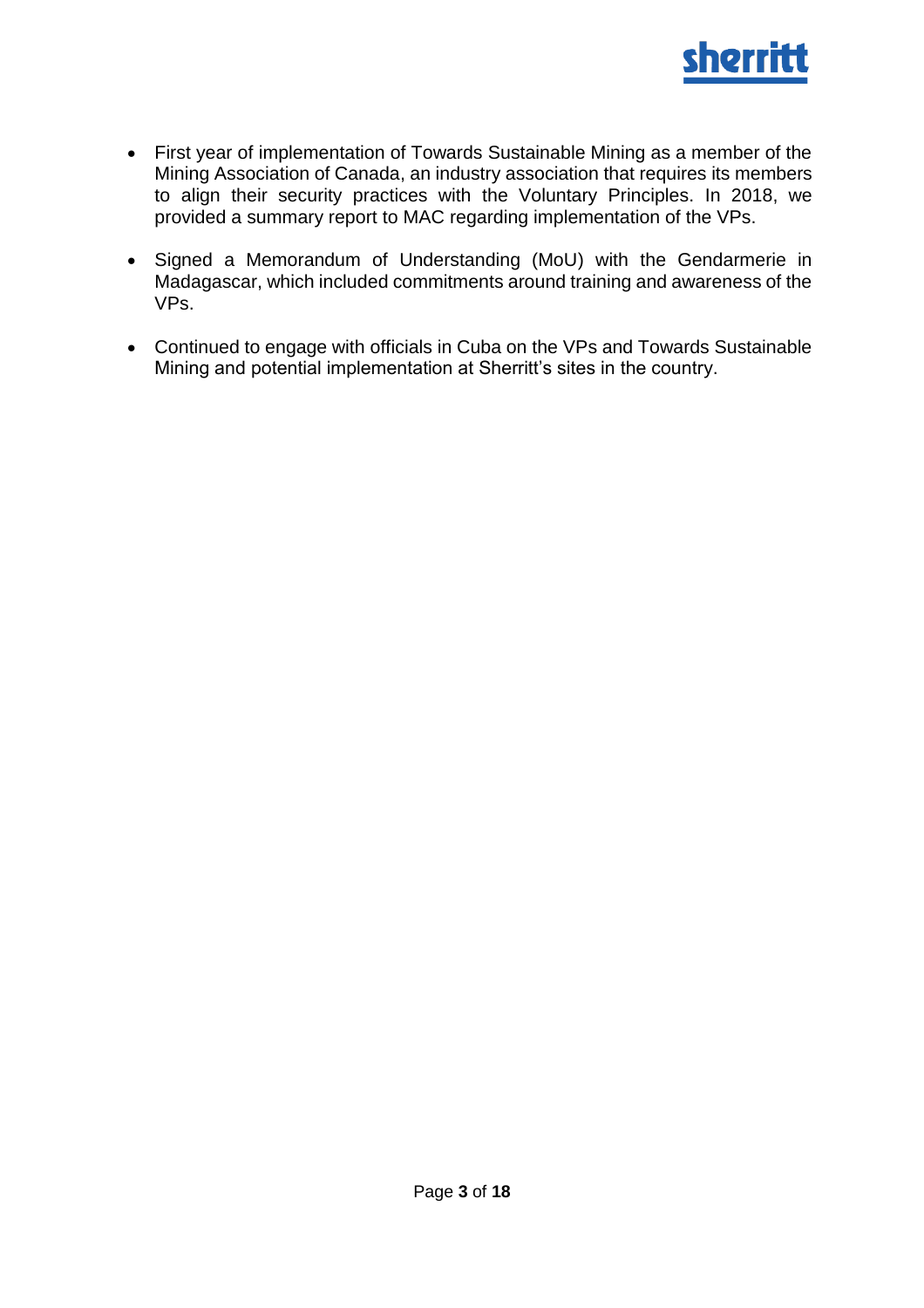- First year of implementation of Towards Sustainable Mining as a member of the Mining Association of Canada, an industry association that requires its members to align their security practices with the Voluntary Principles. In 2018, we provided a summary report to MAC regarding implementation of the VPs.
- Signed a Memorandum of Understanding (MoU) with the Gendarmerie in Madagascar, which included commitments around training and awareness of the VPs.
- Continued to engage with officials in Cuba on the VPs and Towards Sustainable Mining and potential implementation at Sherritt's sites in the country.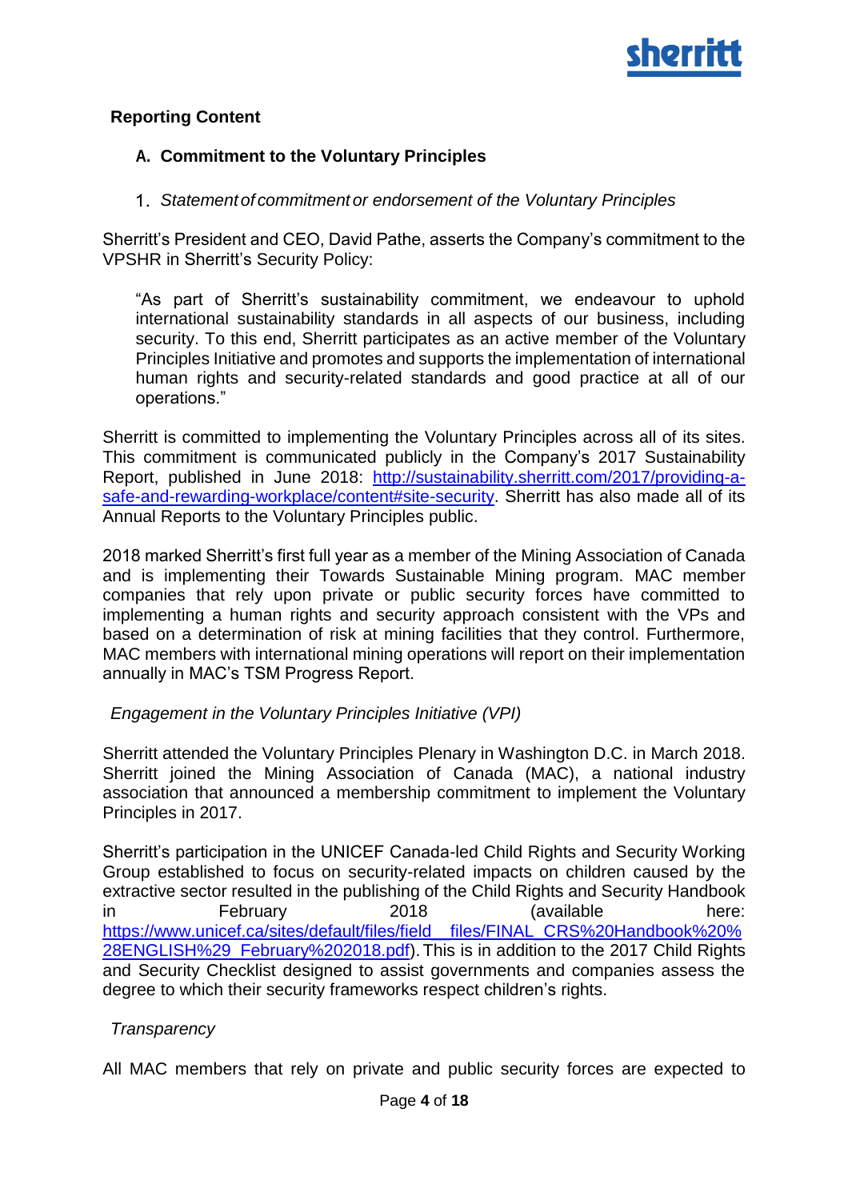## Reporting Content

### A. Commitment to the Voluntary Principles

1. *Statement of commitment or endorsement of the Voluntary Principles*

Sherritt's President and CEO, David Pathe, asserts the Company's commitment to the VPSHR in Sherritt's Security Policy:

> "As part of Sherritt's sustainability commitment, we endeavour to uphold international sustainability standards in all aspects of our business, including security. To this end, Sherritt participates as an active member of the Voluntary Principles Initiative and promotes and supports the implementation of international human rights and security-related standards and good practice at all of our operations."

Sherritt is committed to implementing the Voluntary Principles across all of its sites. This commitment is communicated publicly in the Company's 2017 Sustainability Report, published in June 2018: [http://sustainability.sherritt.com/2017/providing-a-safe-and-rewarding-workplace/content#site-security](http://sustainability.sherritt.com/2017/providing-a-safe-and-rewarding-workplace/content#site-security). Sherritt has also made all of its Annual Reports to the Voluntary Principles public.

2018 marked Sherritt's first full year as a member of the Mining Association of Canada and is implementing their Towards Sustainable Mining program. MAC member companies that rely upon private or public security forces have committed to implementing a human rights and security approach consistent with the VPs and based on a determination of risk at mining facilities that they control. Furthermore, MAC members with international mining operations will report on their implementation annually in MAC's TSM Progress Report.

*Engagement in the Voluntary Principles Initiative (VPI)*

Sherritt attended the Voluntary Principles Plenary in Washington D.C. in March 2018. Sherritt joined the Mining Association of Canada (MAC), a national industry association that announced a membership commitment to implement the Voluntary Principles in 2017.

Sherritt's participation in the UNICEF Canada-led Child Rights and Security Working Group established to focus on security-related impacts on children caused by the extractive sector resulted in the publishing of the Child Rights and Security Handbook in February 2018 (available here: [https://www.unicef.ca/sites/default/files/field_files/FINAL_CRS%20Handbook%20%28ENGLISH%29_February%202018.pdf](https://www.unicef.ca/sites/default/files/field_files/FINAL_CRS%20Handbook%20%28ENGLISH%29_February%202018.pdf)). This is in addition to the 2017 Child Rights and Security Checklist designed to assist governments and companies assess the degree to which their security frameworks respect children's rights.

*Transparency*

All MAC members that rely on private and public security forces are expected to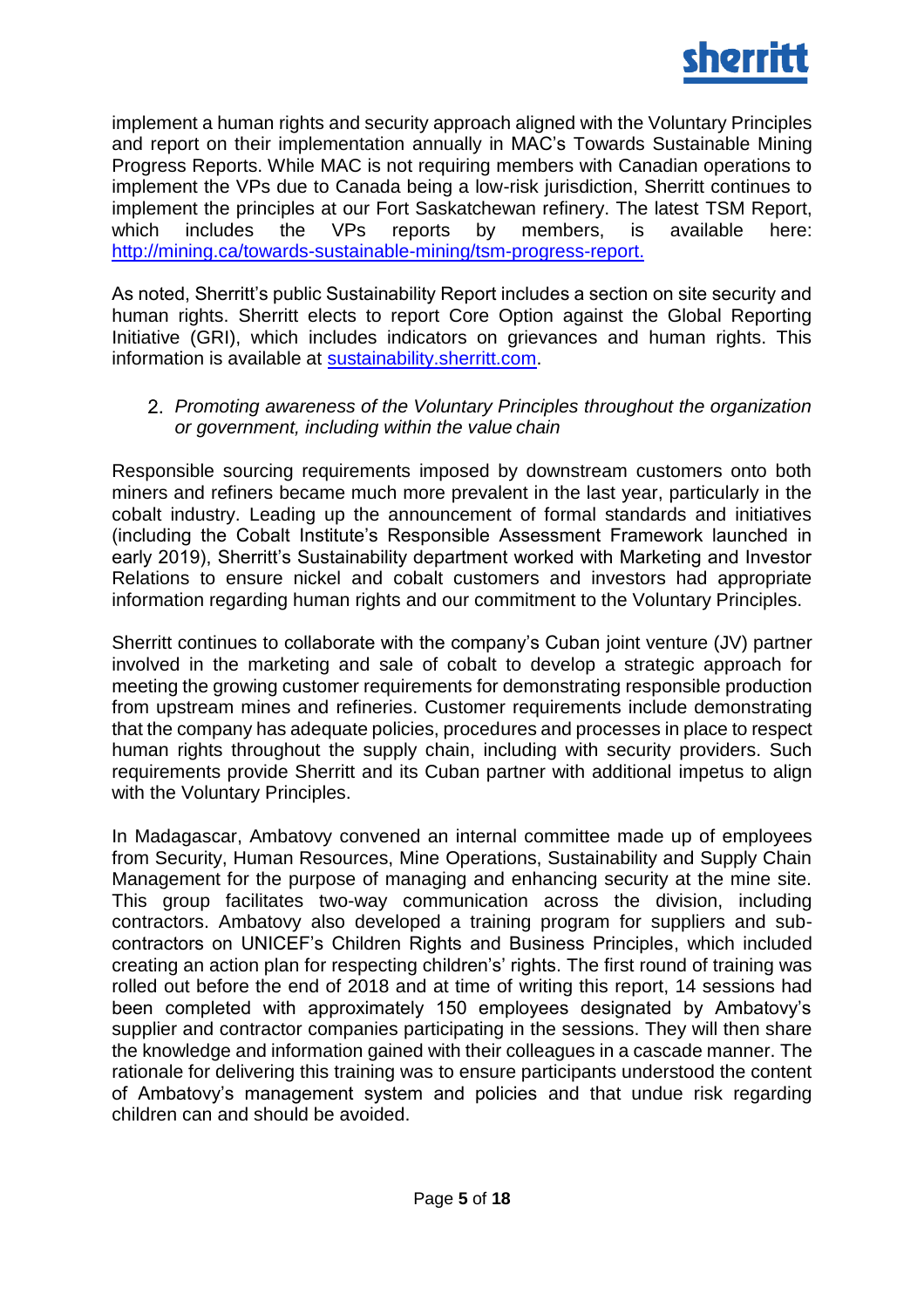implement a human rights and security approach aligned with the Voluntary Principles and report on their implementation annually in MAC's Towards Sustainable Mining Progress Reports. While MAC is not requiring members with Canadian operations to implement the VPs due to Canada being a low-risk jurisdiction, Sherritt continues to implement the principles at our Fort Saskatchewan refinery. The latest TSM Report, which includes the VPs reports by members, is available here: [http://mining.ca/towards-sustainable-mining/tsm-progress-report.](http://mining.ca/towards-sustainable-mining/tsm-progress-report)

As noted, Sherritt's public Sustainability Report includes a section on site security and human rights. Sherritt elects to report Core Option against the Global Reporting Initiative (GRI), which includes indicators on grievances and human rights. This information is available at [sustainability.sherritt.com](http://sustainability.sherritt.com).

2. *Promoting awareness of the Voluntary Principles throughout the organization or government, including within the value chain*

Responsible sourcing requirements imposed by downstream customers onto both miners and refiners became much more prevalent in the last year, particularly in the cobalt industry. Leading up the announcement of formal standards and initiatives (including the Cobalt Institute's Responsible Assessment Framework launched in early 2019), Sherritt's Sustainability department worked with Marketing and Investor Relations to ensure nickel and cobalt customers and investors had appropriate information regarding human rights and our commitment to the Voluntary Principles.

Sherritt continues to collaborate with the company's Cuban joint venture (JV) partner involved in the marketing and sale of cobalt to develop a strategic approach for meeting the growing customer requirements for demonstrating responsible production from upstream mines and refineries. Customer requirements include demonstrating that the company has adequate policies, procedures and processes in place to respect human rights throughout the supply chain, including with security providers. Such requirements provide Sherritt and its Cuban partner with additional impetus to align with the Voluntary Principles.

In Madagascar, Ambatovy convened an internal committee made up of employees from Security, Human Resources, Mine Operations, Sustainability and Supply Chain Management for the purpose of managing and enhancing security at the mine site. This group facilitates two-way communication across the division, including contractors. Ambatovy also developed a training program for suppliers and sub-contractors on UNICEF's Children Rights and Business Principles, which included creating an action plan for respecting children's' rights. The first round of training was rolled out before the end of 2018 and at time of writing this report, 14 sessions had been completed with approximately 150 employees designated by Ambatovy's supplier and contractor companies participating in the sessions. They will then share the knowledge and information gained with their colleagues in a cascade manner. The rationale for delivering this training was to ensure participants understood the content of Ambatovy's management system and policies and that undue risk regarding children can and should be avoided.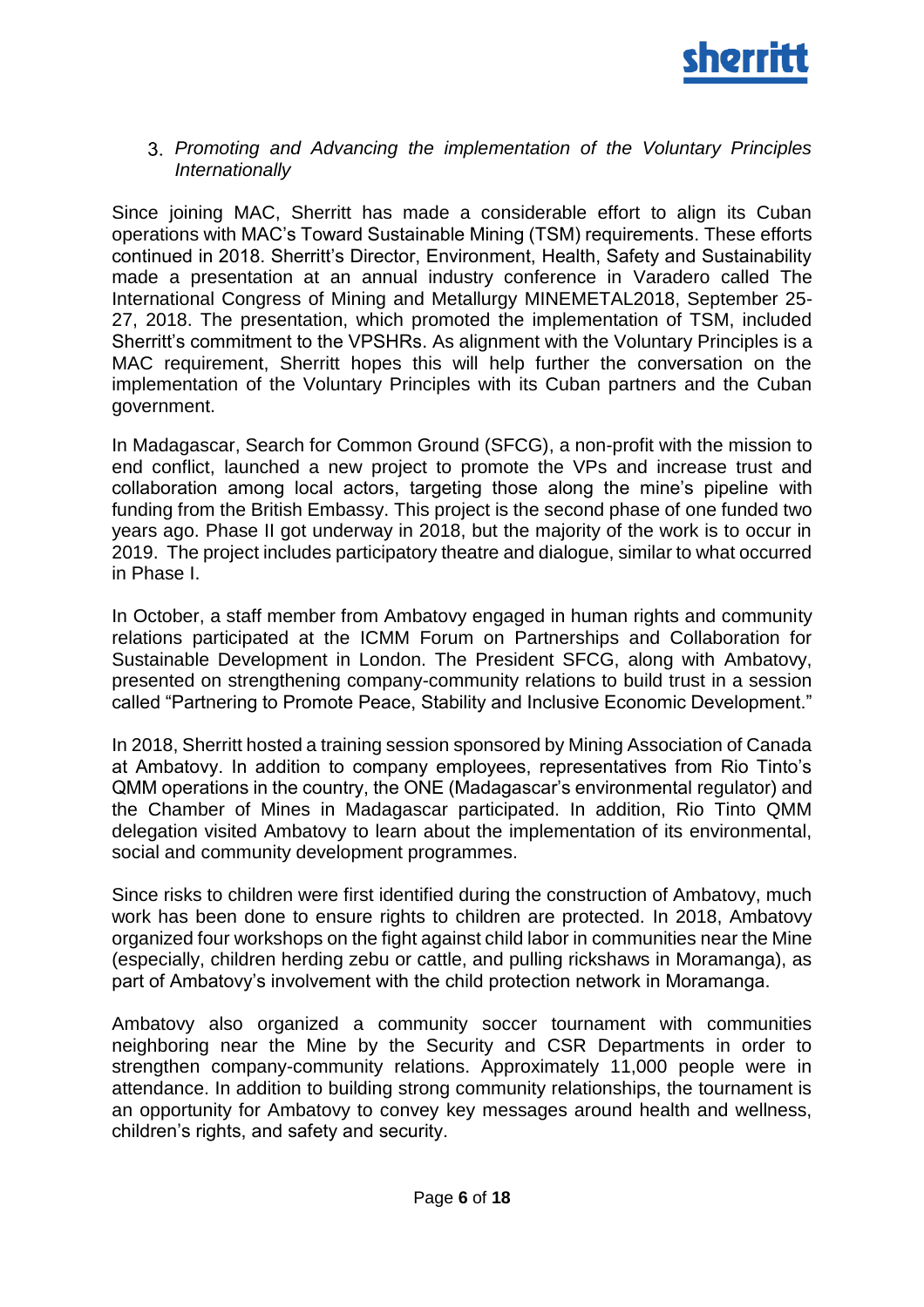3. *Promoting and Advancing the implementation of the Voluntary Principles Internationally*

Since joining MAC, Sherritt has made a considerable effort to align its Cuban operations with MAC's Toward Sustainable Mining (TSM) requirements. These efforts continued in 2018. Sherritt's Director, Environment, Health, Safety and Sustainability made a presentation at an annual industry conference in Varadero called The International Congress of Mining and Metallurgy MINEMETAL2018, September 25-27, 2018. The presentation, which promoted the implementation of TSM, included Sherritt's commitment to the VPSHRs. As alignment with the Voluntary Principles is a MAC requirement, Sherritt hopes this will help further the conversation on the implementation of the Voluntary Principles with its Cuban partners and the Cuban government.

In Madagascar, Search for Common Ground (SFCG), a non-profit with the mission to end conflict, launched a new project to promote the VPs and increase trust and collaboration among local actors, targeting those along the mine's pipeline with funding from the British Embassy. This project is the second phase of one funded two years ago. Phase II got underway in 2018, but the majority of the work is to occur in 2019. The project includes participatory theatre and dialogue, similar to what occurred in Phase I.

In October, a staff member from Ambatovy engaged in human rights and community relations participated at the ICMM Forum on Partnerships and Collaboration for Sustainable Development in London. The President SFCG, along with Ambatovy, presented on strengthening company-community relations to build trust in a session called "Partnering to Promote Peace, Stability and Inclusive Economic Development."

In 2018, Sherritt hosted a training session sponsored by Mining Association of Canada at Ambatovy. In addition to company employees, representatives from Rio Tinto's QMM operations in the country, the ONE (Madagascar's environmental regulator) and the Chamber of Mines in Madagascar participated. In addition, Rio Tinto QMM delegation visited Ambatovy to learn about the implementation of its environmental, social and community development programmes.

Since risks to children were first identified during the construction of Ambatovy, much work has been done to ensure rights to children are protected. In 2018, Ambatovy organized four workshops on the fight against child labor in communities near the Mine (especially, children herding zebu or cattle, and pulling rickshaws in Moramanga), as part of Ambatovy's involvement with the child protection network in Moramanga.

Ambatovy also organized a community soccer tournament with communities neighboring near the Mine by the Security and CSR Departments in order to strengthen company-community relations. Approximately 11,000 people were in attendance. In addition to building strong community relationships, the tournament is an opportunity for Ambatovy to convey key messages around health and wellness, children's rights, and safety and security.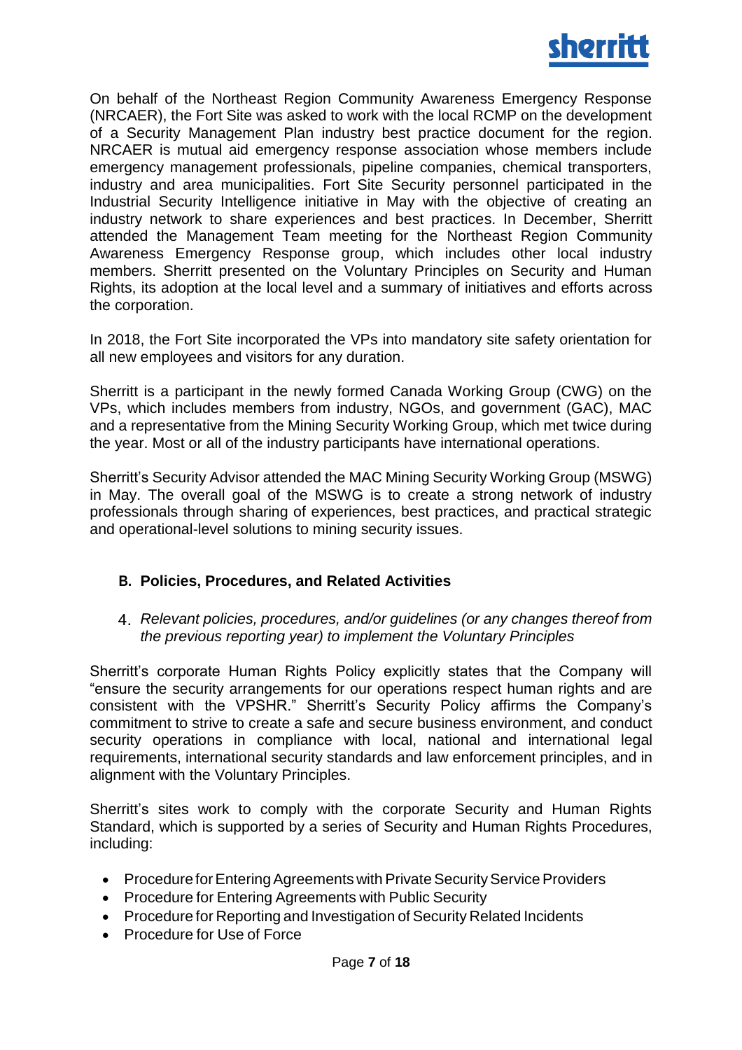On behalf of the Northeast Region Community Awareness Emergency Response (NRCAER), the Fort Site was asked to work with the local RCMP on the development of a Security Management Plan industry best practice document for the region. NRCAER is mutual aid emergency response association whose members include emergency management professionals, pipeline companies, chemical transporters, industry and area municipalities. Fort Site Security personnel participated in the Industrial Security Intelligence initiative in May with the objective of creating an industry network to share experiences and best practices. In December, Sherritt attended the Management Team meeting for the Northeast Region Community Awareness Emergency Response group, which includes other local industry members. Sherritt presented on the Voluntary Principles on Security and Human Rights, its adoption at the local level and a summary of initiatives and efforts across the corporation.

In 2018, the Fort Site incorporated the VPs into mandatory site safety orientation for all new employees and visitors for any duration.

Sherritt is a participant in the newly formed Canada Working Group (CWG) on the VPs, which includes members from industry, NGOs, and government (GAC), MAC and a representative from the Mining Security Working Group, which met twice during the year. Most or all of the industry participants have international operations.

Sherritt's Security Advisor attended the MAC Mining Security Working Group (MSWG) in May. The overall goal of the MSWG is to create a strong network of industry professionals through sharing of experiences, best practices, and practical strategic and operational-level solutions to mining security issues.

## B. Policies, Procedures, and Related Activities

4. *Relevant policies, procedures, and/or guidelines (or any changes thereof from the previous reporting year) to implement the Voluntary Principles*

Sherritt's corporate Human Rights Policy explicitly states that the Company will "ensure the security arrangements for our operations respect human rights and are consistent with the VPSHR." Sherritt's Security Policy affirms the Company's commitment to strive to create a safe and secure business environment, and conduct security operations in compliance with local, national and international legal requirements, international security standards and law enforcement principles, and in alignment with the Voluntary Principles.

Sherritt's sites work to comply with the corporate Security and Human Rights Standard, which is supported by a series of Security and Human Rights Procedures, including:

- Procedure for Entering Agreements with Private Security Service Providers
- Procedure for Entering Agreements with Public Security
- Procedure for Reporting and Investigation of Security Related Incidents
- Procedure for Use of Force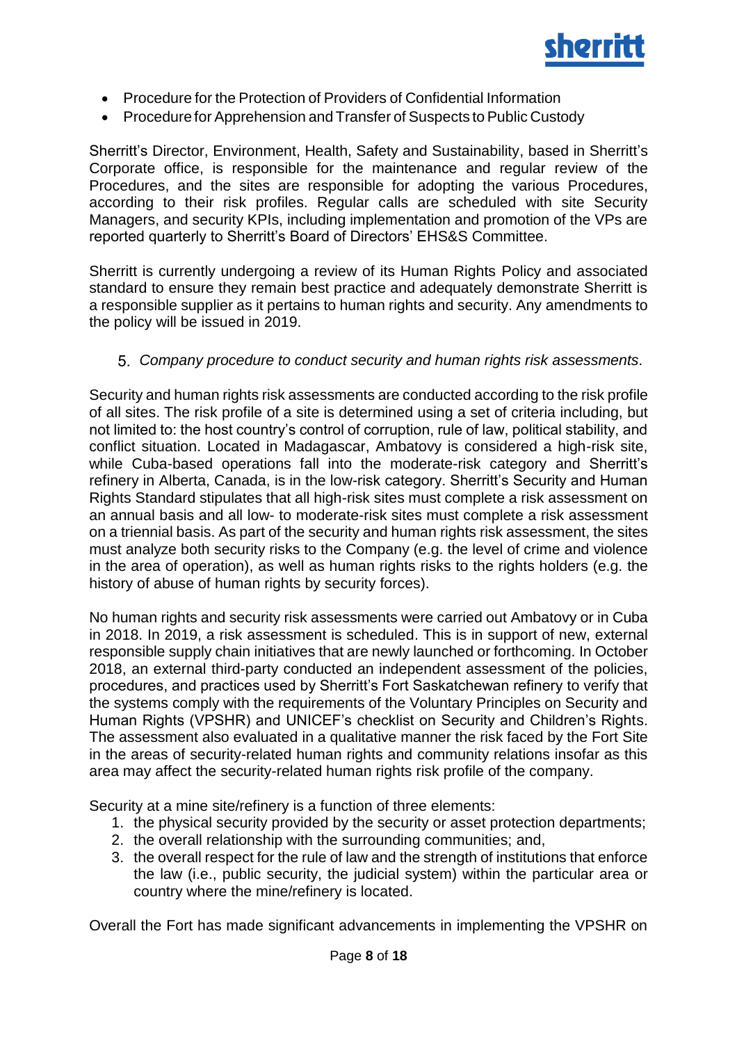- Procedure for the Protection of Providers of Confidential Information
- Procedure for Apprehension and Transfer of Suspects to Public Custody

Sherritt's Director, Environment, Health, Safety and Sustainability, based in Sherritt's Corporate office, is responsible for the maintenance and regular review of the Procedures, and the sites are responsible for adopting the various Procedures, according to their risk profiles. Regular calls are scheduled with site Security Managers, and security KPIs, including implementation and promotion of the VPs are reported quarterly to Sherritt's Board of Directors' EHS&S Committee.

Sherritt is currently undergoing a review of its Human Rights Policy and associated standard to ensure they remain best practice and adequately demonstrate Sherritt is a responsible supplier as it pertains to human rights and security. Any amendments to the policy will be issued in 2019.

5. *Company procedure to conduct security and human rights risk assessments.*

Security and human rights risk assessments are conducted according to the risk profile of all sites. The risk profile of a site is determined using a set of criteria including, but not limited to: the host country's control of corruption, rule of law, political stability, and conflict situation. Located in Madagascar, Ambatovy is considered a high-risk site, while Cuba-based operations fall into the moderate-risk category and Sherritt's refinery in Alberta, Canada, is in the low-risk category. Sherritt's Security and Human Rights Standard stipulates that all high-risk sites must complete a risk assessment on an annual basis and all low- to moderate-risk sites must complete a risk assessment on a triennial basis. As part of the security and human rights risk assessment, the sites must analyze both security risks to the Company (e.g. the level of crime and violence in the area of operation), as well as human rights risks to the rights holders (e.g. the history of abuse of human rights by security forces).

No human rights and security risk assessments were carried out Ambatovy or in Cuba in 2018. In 2019, a risk assessment is scheduled. This is in support of new, external responsible supply chain initiatives that are newly launched or forthcoming. In October 2018, an external third-party conducted an independent assessment of the policies, procedures, and practices used by Sherritt's Fort Saskatchewan refinery to verify that the systems comply with the requirements of the Voluntary Principles on Security and Human Rights (VPSHR) and UNICEF's checklist on Security and Children's Rights. The assessment also evaluated in a qualitative manner the risk faced by the Fort Site in the areas of security-related human rights and community relations insofar as this area may affect the security-related human rights risk profile of the company.

Security at a mine site/refinery is a function of three elements:

1. the physical security provided by the security or asset protection departments;
2. the overall relationship with the surrounding communities; and,
3. the overall respect for the rule of law and the strength of institutions that enforce the law (i.e., public security, the judicial system) within the particular area or country where the mine/refinery is located.

Overall the Fort has made significant advancements in implementing the VPSHR on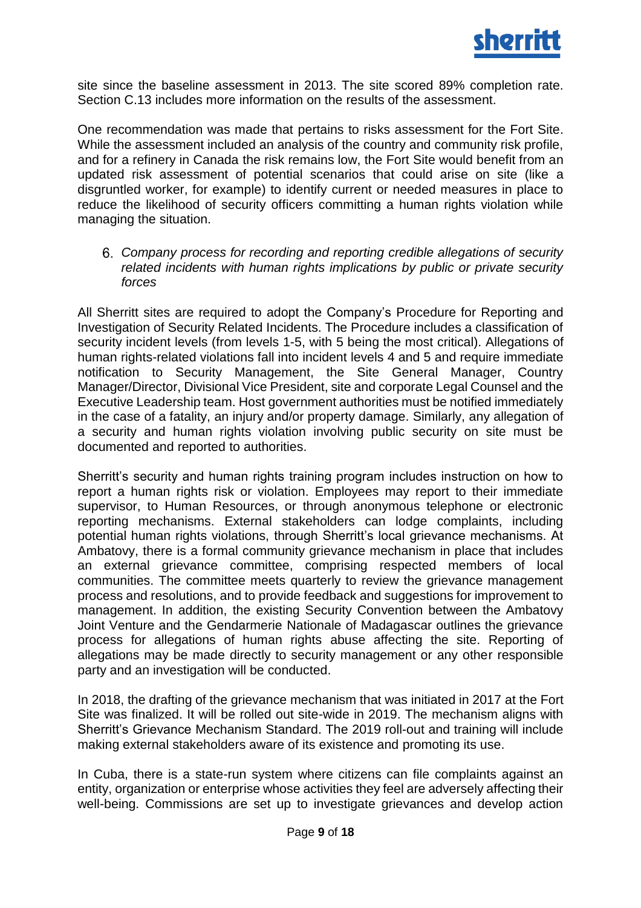site since the baseline assessment in 2013. The site scored 89% completion rate. Section C.13 includes more information on the results of the assessment.

One recommendation was made that pertains to risks assessment for the Fort Site. While the assessment included an analysis of the country and community risk profile, and for a refinery in Canada the risk remains low, the Fort Site would benefit from an updated risk assessment of potential scenarios that could arise on site (like a disgruntled worker, for example) to identify current or needed measures in place to reduce the likelihood of security officers committing a human rights violation while managing the situation.

6. *Company process for recording and reporting credible allegations of security related incidents with human rights implications by public or private security forces*

All Sherritt sites are required to adopt the Company's Procedure for Reporting and Investigation of Security Related Incidents. The Procedure includes a classification of security incident levels (from levels 1-5, with 5 being the most critical). Allegations of human rights-related violations fall into incident levels 4 and 5 and require immediate notification to Security Management, the Site General Manager, Country Manager/Director, Divisional Vice President, site and corporate Legal Counsel and the Executive Leadership team. Host government authorities must be notified immediately in the case of a fatality, an injury and/or property damage. Similarly, any allegation of a security and human rights violation involving public security on site must be documented and reported to authorities.

Sherritt's security and human rights training program includes instruction on how to report a human rights risk or violation. Employees may report to their immediate supervisor, to Human Resources, or through anonymous telephone or electronic reporting mechanisms. External stakeholders can lodge complaints, including potential human rights violations, through Sherritt's local grievance mechanisms. At Ambatovy, there is a formal community grievance mechanism in place that includes an external grievance committee, comprising respected members of local communities. The committee meets quarterly to review the grievance management process and resolutions, and to provide feedback and suggestions for improvement to management. In addition, the existing Security Convention between the Ambatovy Joint Venture and the Gendarmerie Nationale of Madagascar outlines the grievance process for allegations of human rights abuse affecting the site. Reporting of allegations may be made directly to security management or any other responsible party and an investigation will be conducted.

In 2018, the drafting of the grievance mechanism that was initiated in 2017 at the Fort Site was finalized. It will be rolled out site-wide in 2019. The mechanism aligns with Sherritt's Grievance Mechanism Standard. The 2019 roll-out and training will include making external stakeholders aware of its existence and promoting its use.

In Cuba, there is a state-run system where citizens can file complaints against an entity, organization or enterprise whose activities they feel are adversely affecting their well-being. Commissions are set up to investigate grievances and develop action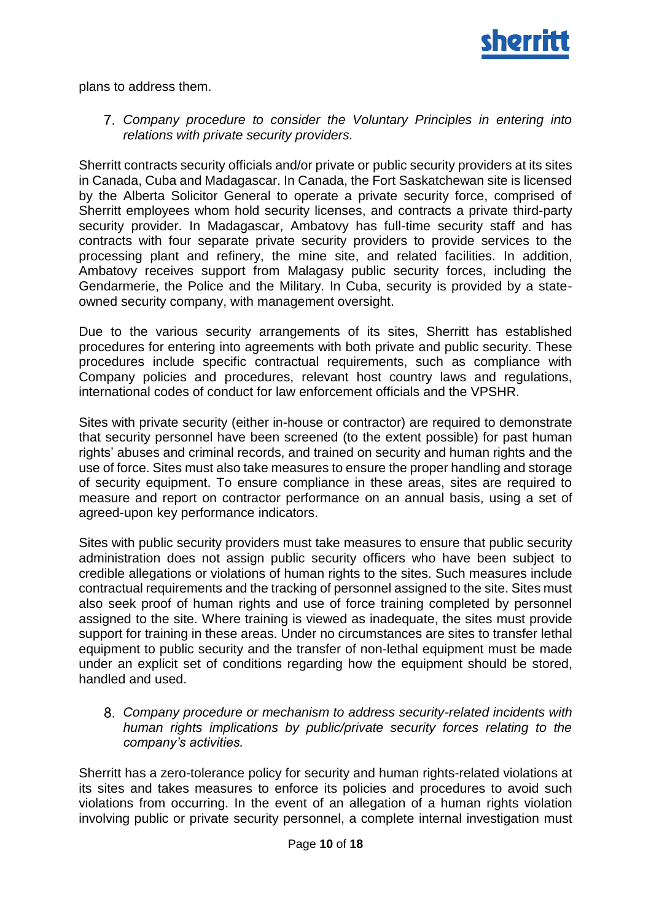plans to address them.

7. *Company procedure to consider the Voluntary Principles in entering into relations with private security providers.*

Sherritt contracts security officials and/or private or public security providers at its sites in Canada, Cuba and Madagascar. In Canada, the Fort Saskatchewan site is licensed by the Alberta Solicitor General to operate a private security force, comprised of Sherritt employees whom hold security licenses, and contracts a private third-party security provider. In Madagascar, Ambatovy has full-time security staff and has contracts with four separate private security providers to provide services to the processing plant and refinery, the mine site, and related facilities. In addition, Ambatovy receives support from Malagasy public security forces, including the Gendarmerie, the Police and the Military. In Cuba, security is provided by a state-owned security company, with management oversight.

Due to the various security arrangements of its sites, Sherritt has established procedures for entering into agreements with both private and public security. These procedures include specific contractual requirements, such as compliance with Company policies and procedures, relevant host country laws and regulations, international codes of conduct for law enforcement officials and the VPSHR.

Sites with private security (either in-house or contractor) are required to demonstrate that security personnel have been screened (to the extent possible) for past human rights' abuses and criminal records, and trained on security and human rights and the use of force. Sites must also take measures to ensure the proper handling and storage of security equipment. To ensure compliance in these areas, sites are required to measure and report on contractor performance on an annual basis, using a set of agreed-upon key performance indicators.

Sites with public security providers must take measures to ensure that public security administration does not assign public security officers who have been subject to credible allegations or violations of human rights to the sites. Such measures include contractual requirements and the tracking of personnel assigned to the site. Sites must also seek proof of human rights and use of force training completed by personnel assigned to the site. Where training is viewed as inadequate, the sites must provide support for training in these areas. Under no circumstances are sites to transfer lethal equipment to public security and the transfer of non-lethal equipment must be made under an explicit set of conditions regarding how the equipment should be stored, handled and used.

8. *Company procedure or mechanism to address security-related incidents with human rights implications by public/private security forces relating to the company's activities.*

Sherritt has a zero-tolerance policy for security and human rights-related violations at its sites and takes measures to enforce its policies and procedures to avoid such violations from occurring. In the event of an allegation of a human rights violation involving public or private security personnel, a complete internal investigation must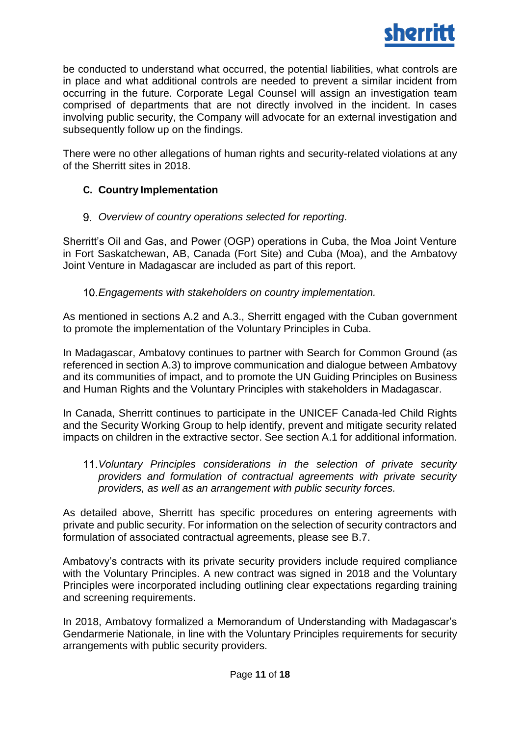be conducted to understand what occurred, the potential liabilities, what controls are in place and what additional controls are needed to prevent a similar incident from occurring in the future. Corporate Legal Counsel will assign an investigation team comprised of departments that are not directly involved in the incident. In cases involving public security, the Company will advocate for an external investigation and subsequently follow up on the findings.

There were no other allegations of human rights and security-related violations at any of the Sherritt sites in 2018.

## C. Country Implementation

### 9. *Overview of country operations selected for reporting.*

Sherritt's Oil and Gas, and Power (OGP) operations in Cuba, the Moa Joint Venture in Fort Saskatchewan, AB, Canada (Fort Site) and Cuba (Moa), and the Ambatovy Joint Venture in Madagascar are included as part of this report.

### 10. *Engagements with stakeholders on country implementation.*

As mentioned in sections A.2 and A.3., Sherritt engaged with the Cuban government to promote the implementation of the Voluntary Principles in Cuba.

In Madagascar, Ambatovy continues to partner with Search for Common Ground (as referenced in section A.3) to improve communication and dialogue between Ambatovy and its communities of impact, and to promote the UN Guiding Principles on Business and Human Rights and the Voluntary Principles with stakeholders in Madagascar.

In Canada, Sherritt continues to participate in the UNICEF Canada-led Child Rights and the Security Working Group to help identify, prevent and mitigate security related impacts on children in the extractive sector. See section A.1 for additional information.

### 11. *Voluntary Principles considerations in the selection of private security providers and formulation of contractual agreements with private security providers, as well as an arrangement with public security forces.*

As detailed above, Sherritt has specific procedures on entering agreements with private and public security. For information on the selection of security contractors and formulation of associated contractual agreements, please see B.7.

Ambatovy's contracts with its private security providers include required compliance with the Voluntary Principles. A new contract was signed in 2018 and the Voluntary Principles were incorporated including outlining clear expectations regarding training and screening requirements.

In 2018, Ambatovy formalized a Memorandum of Understanding with Madagascar's Gendarmerie Nationale, in line with the Voluntary Principles requirements for security arrangements with public security providers.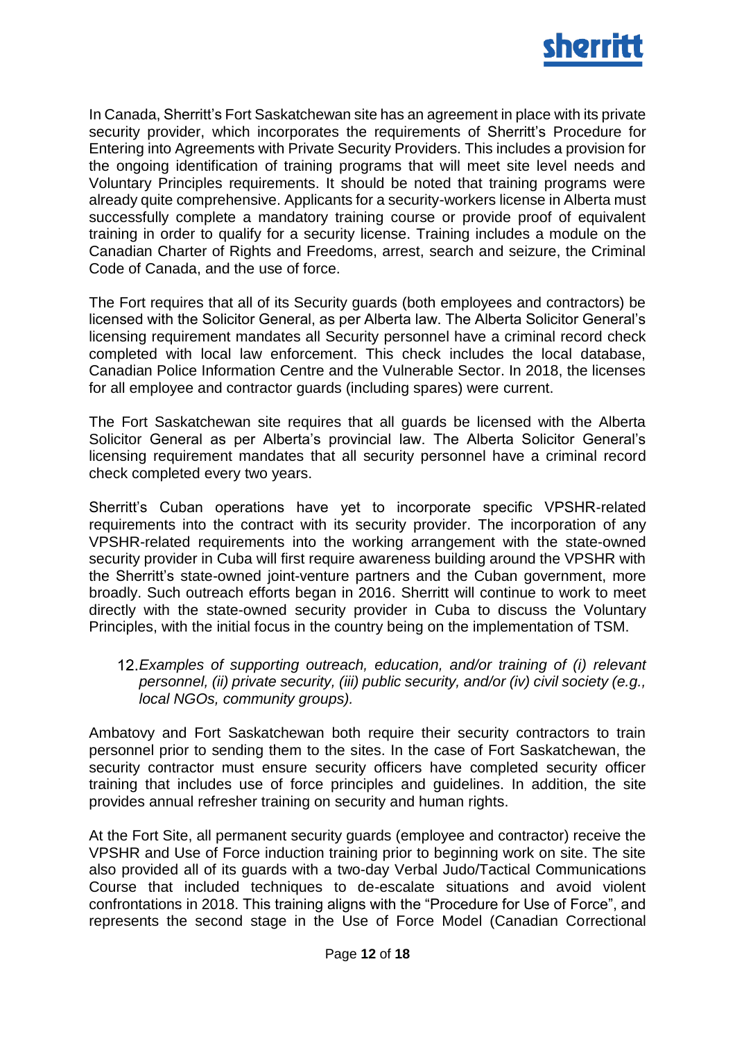In Canada, Sherritt's Fort Saskatchewan site has an agreement in place with its private security provider, which incorporates the requirements of Sherritt's Procedure for Entering into Agreements with Private Security Providers. This includes a provision for the ongoing identification of training programs that will meet site level needs and Voluntary Principles requirements. It should be noted that training programs were already quite comprehensive. Applicants for a security-workers license in Alberta must successfully complete a mandatory training course or provide proof of equivalent training in order to qualify for a security license. Training includes a module on the Canadian Charter of Rights and Freedoms, arrest, search and seizure, the Criminal Code of Canada, and the use of force.

The Fort requires that all of its Security guards (both employees and contractors) be licensed with the Solicitor General, as per Alberta law. The Alberta Solicitor General's licensing requirement mandates all Security personnel have a criminal record check completed with local law enforcement. This check includes the local database, Canadian Police Information Centre and the Vulnerable Sector. In 2018, the licenses for all employee and contractor guards (including spares) were current.

The Fort Saskatchewan site requires that all guards be licensed with the Alberta Solicitor General as per Alberta's provincial law. The Alberta Solicitor General's licensing requirement mandates that all security personnel have a criminal record check completed every two years.

Sherritt's Cuban operations have yet to incorporate specific VPSHR-related requirements into the contract with its security provider. The incorporation of any VPSHR-related requirements into the working arrangement with the state-owned security provider in Cuba will first require awareness building around the VPSHR with the Sherritt's state-owned joint-venture partners and the Cuban government, more broadly. Such outreach efforts began in 2016. Sherritt will continue to work to meet directly with the state-owned security provider in Cuba to discuss the Voluntary Principles, with the initial focus in the country being on the implementation of TSM.

12. *Examples of supporting outreach, education, and/or training of (i) relevant personnel, (ii) private security, (iii) public security, and/or (iv) civil society (e.g., local NGOs, community groups).*

Ambatovy and Fort Saskatchewan both require their security contractors to train personnel prior to sending them to the sites. In the case of Fort Saskatchewan, the security contractor must ensure security officers have completed security officer training that includes use of force principles and guidelines. In addition, the site provides annual refresher training on security and human rights.

At the Fort Site, all permanent security guards (employee and contractor) receive the VPSHR and Use of Force induction training prior to beginning work on site. The site also provided all of its guards with a two-day Verbal Judo/Tactical Communications Course that included techniques to de-escalate situations and avoid violent confrontations in 2018. This training aligns with the "Procedure for Use of Force", and represents the second stage in the Use of Force Model (Canadian Correctional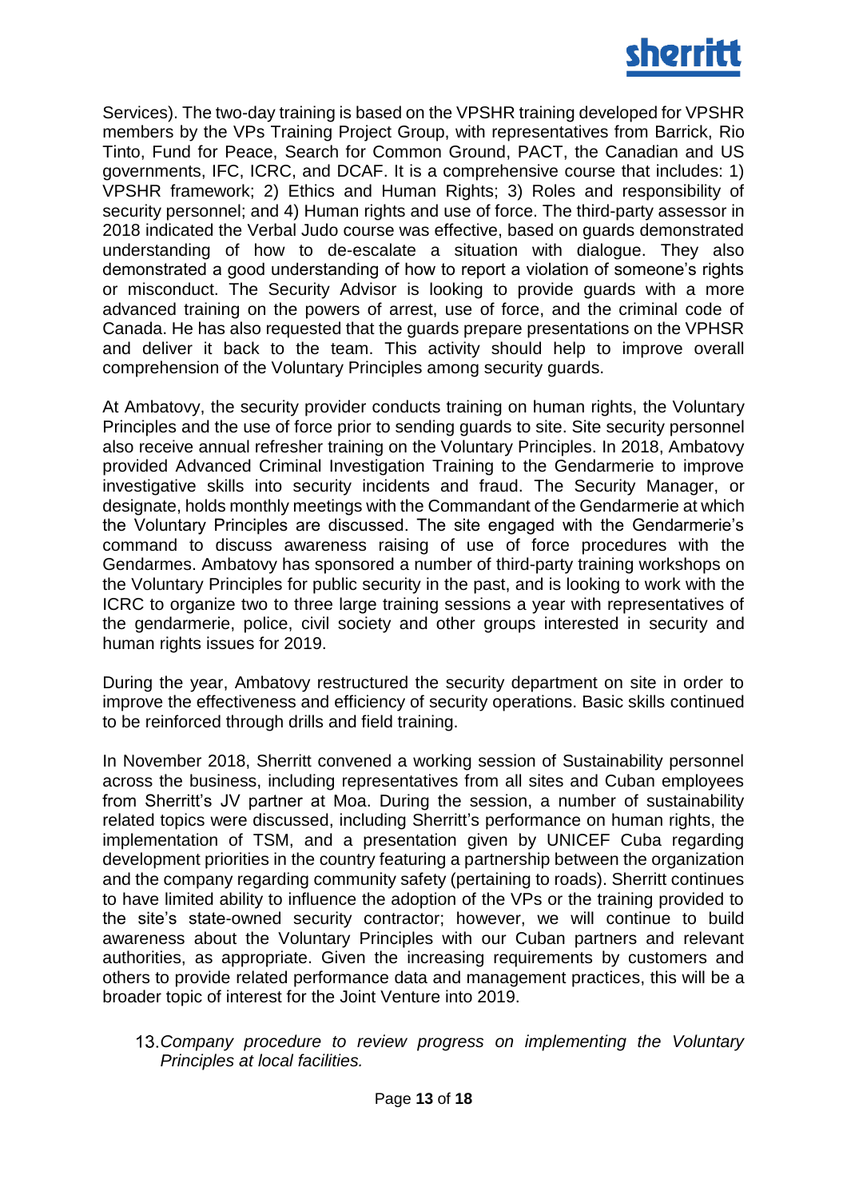Services). The two-day training is based on the VPSHR training developed for VPSHR members by the VPs Training Project Group, with representatives from Barrick, Rio Tinto, Fund for Peace, Search for Common Ground, PACT, the Canadian and US governments, IFC, ICRC, and DCAF. It is a comprehensive course that includes: 1) VPSHR framework; 2) Ethics and Human Rights; 3) Roles and responsibility of security personnel; and 4) Human rights and use of force. The third-party assessor in 2018 indicated the Verbal Judo course was effective, based on guards demonstrated understanding of how to de-escalate a situation with dialogue. They also demonstrated a good understanding of how to report a violation of someone's rights or misconduct. The Security Advisor is looking to provide guards with a more advanced training on the powers of arrest, use of force, and the criminal code of Canada. He has also requested that the guards prepare presentations on the VPHSR and deliver it back to the team. This activity should help to improve overall comprehension of the Voluntary Principles among security guards.

At Ambatovy, the security provider conducts training on human rights, the Voluntary Principles and the use of force prior to sending guards to site. Site security personnel also receive annual refresher training on the Voluntary Principles. In 2018, Ambatovy provided Advanced Criminal Investigation Training to the Gendarmerie to improve investigative skills into security incidents and fraud. The Security Manager, or designate, holds monthly meetings with the Commandant of the Gendarmerie at which the Voluntary Principles are discussed. The site engaged with the Gendarmerie's command to discuss awareness raising of use of force procedures with the Gendarmes. Ambatovy has sponsored a number of third-party training workshops on the Voluntary Principles for public security in the past, and is looking to work with the ICRC to organize two to three large training sessions a year with representatives of the gendarmerie, police, civil society and other groups interested in security and human rights issues for 2019.

During the year, Ambatovy restructured the security department on site in order to improve the effectiveness and efficiency of security operations. Basic skills continued to be reinforced through drills and field training.

In November 2018, Sherritt convened a working session of Sustainability personnel across the business, including representatives from all sites and Cuban employees from Sherritt's JV partner at Moa. During the session, a number of sustainability related topics were discussed, including Sherritt's performance on human rights, the implementation of TSM, and a presentation given by UNICEF Cuba regarding development priorities in the country featuring a partnership between the organization and the company regarding community safety (pertaining to roads). Sherritt continues to have limited ability to influence the adoption of the VPs or the training provided to the site's state-owned security contractor; however, we will continue to build awareness about the Voluntary Principles with our Cuban partners and relevant authorities, as appropriate. Given the increasing requirements by customers and others to provide related performance data and management practices, this will be a broader topic of interest for the Joint Venture into 2019.

13. *Company procedure to review progress on implementing the Voluntary Principles at local facilities.*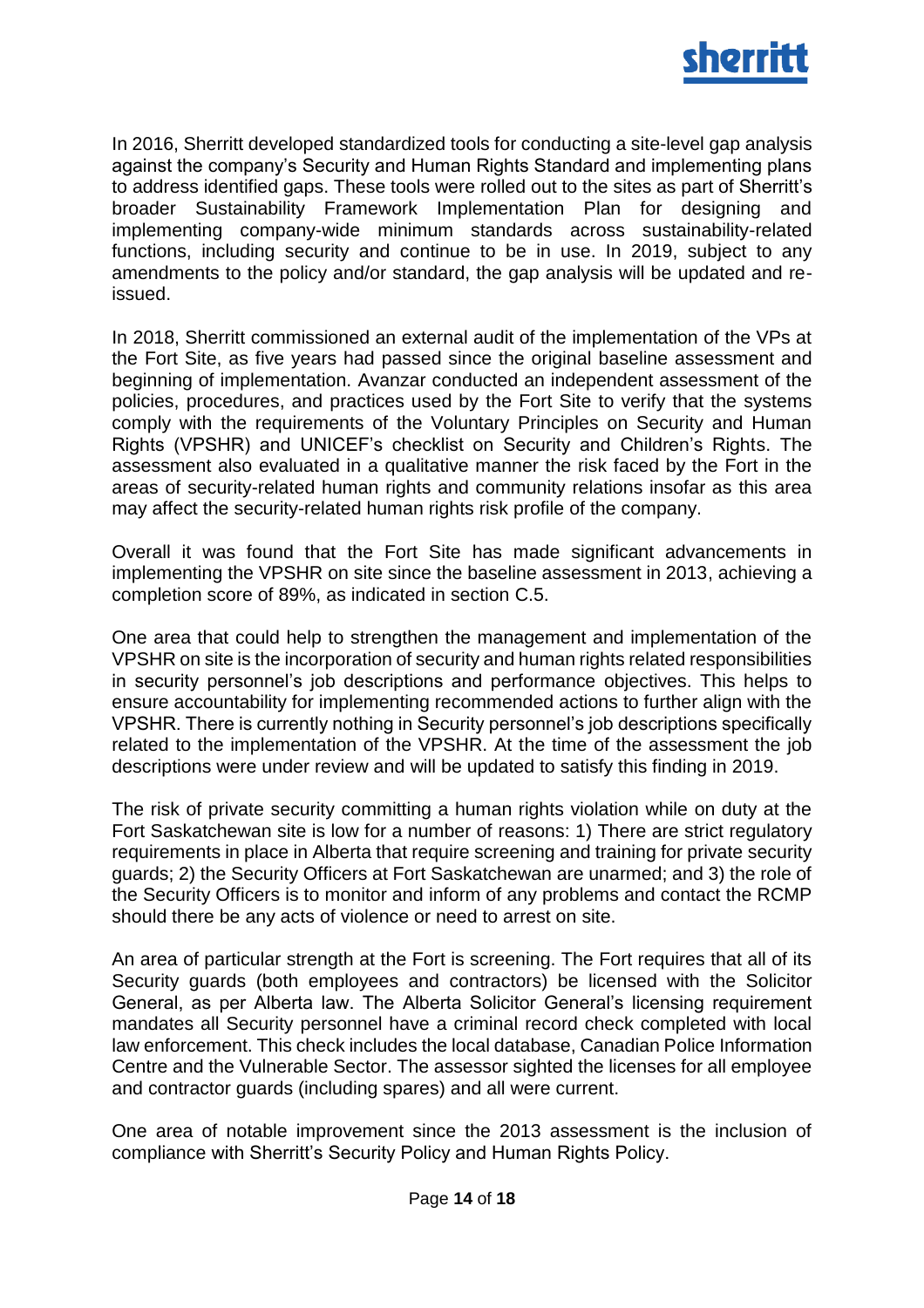In 2016, Sherritt developed standardized tools for conducting a site-level gap analysis against the company's Security and Human Rights Standard and implementing plans to address identified gaps. These tools were rolled out to the sites as part of Sherritt's broader Sustainability Framework Implementation Plan for designing and implementing company-wide minimum standards across sustainability-related functions, including security and continue to be in use. In 2019, subject to any amendments to the policy and/or standard, the gap analysis will be updated and re-issued.

In 2018, Sherritt commissioned an external audit of the implementation of the VPs at the Fort Site, as five years had passed since the original baseline assessment and beginning of implementation. Avanzar conducted an independent assessment of the policies, procedures, and practices used by the Fort Site to verify that the systems comply with the requirements of the Voluntary Principles on Security and Human Rights (VPSHR) and UNICEF's checklist on Security and Children's Rights. The assessment also evaluated in a qualitative manner the risk faced by the Fort in the areas of security-related human rights and community relations insofar as this area may affect the security-related human rights risk profile of the company.

Overall it was found that the Fort Site has made significant advancements in implementing the VPSHR on site since the baseline assessment in 2013, achieving a completion score of 89%, as indicated in section C.5.

One area that could help to strengthen the management and implementation of the VPSHR on site is the incorporation of security and human rights related responsibilities in security personnel's job descriptions and performance objectives. This helps to ensure accountability for implementing recommended actions to further align with the VPSHR. There is currently nothing in Security personnel's job descriptions specifically related to the implementation of the VPSHR. At the time of the assessment the job descriptions were under review and will be updated to satisfy this finding in 2019.

The risk of private security committing a human rights violation while on duty at the Fort Saskatchewan site is low for a number of reasons: 1) There are strict regulatory requirements in place in Alberta that require screening and training for private security guards; 2) the Security Officers at Fort Saskatchewan are unarmed; and 3) the role of the Security Officers is to monitor and inform of any problems and contact the RCMP should there be any acts of violence or need to arrest on site.

An area of particular strength at the Fort is screening. The Fort requires that all of its Security guards (both employees and contractors) be licensed with the Solicitor General, as per Alberta law. The Alberta Solicitor General's licensing requirement mandates all Security personnel have a criminal record check completed with local law enforcement. This check includes the local database, Canadian Police Information Centre and the Vulnerable Sector. The assessor sighted the licenses for all employee and contractor guards (including spares) and all were current.

One area of notable improvement since the 2013 assessment is the inclusion of compliance with Sherritt's Security Policy and Human Rights Policy.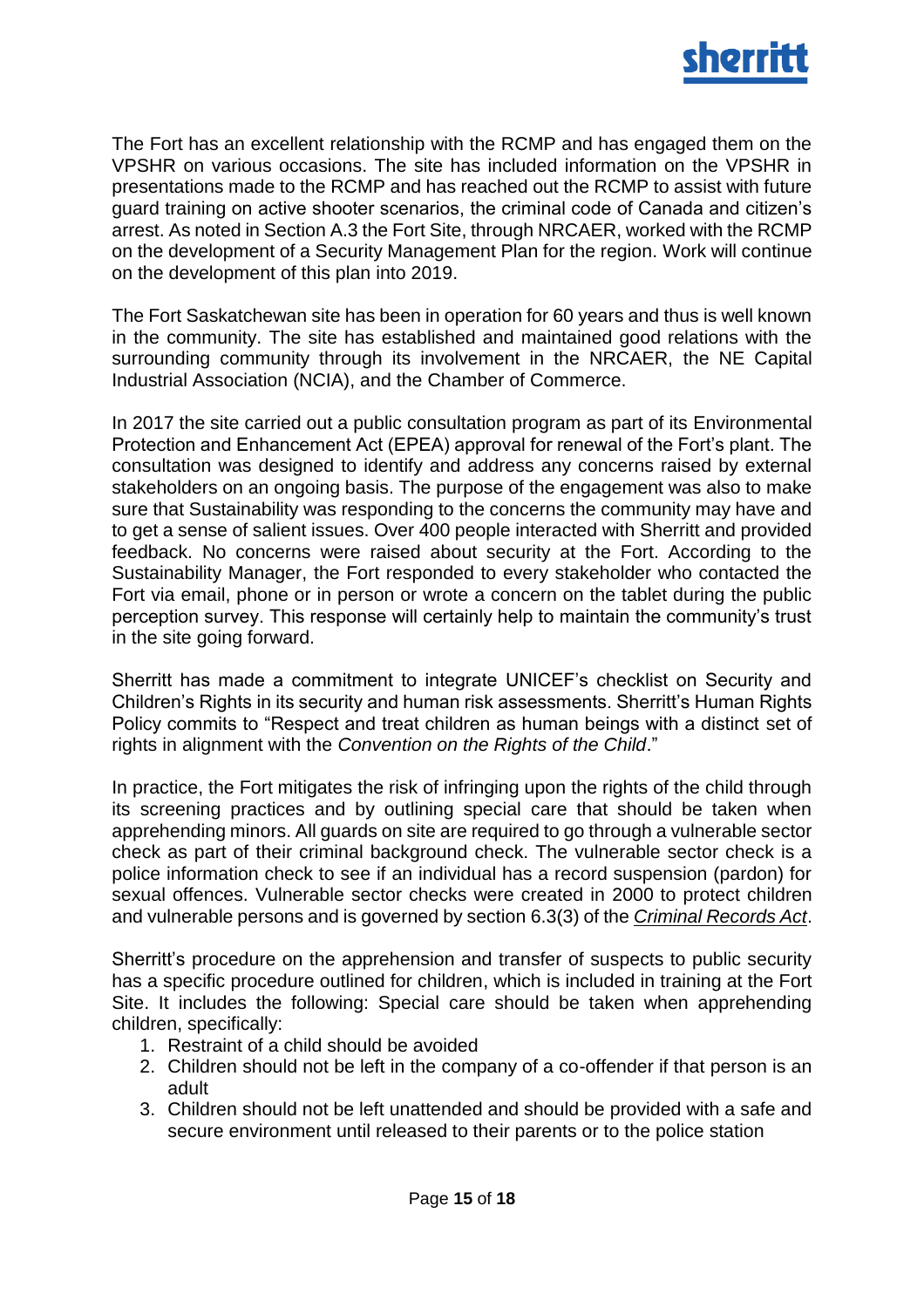The Fort has an excellent relationship with the RCMP and has engaged them on the VPSHR on various occasions. The site has included information on the VPSHR in presentations made to the RCMP and has reached out the RCMP to assist with future guard training on active shooter scenarios, the criminal code of Canada and citizen's arrest. As noted in Section A.3 the Fort Site, through NRCAER, worked with the RCMP on the development of a Security Management Plan for the region. Work will continue on the development of this plan into 2019.

The Fort Saskatchewan site has been in operation for 60 years and thus is well known in the community. The site has established and maintained good relations with the surrounding community through its involvement in the NRCAER, the NE Capital Industrial Association (NCIA), and the Chamber of Commerce.

In 2017 the site carried out a public consultation program as part of its Environmental Protection and Enhancement Act (EPEA) approval for renewal of the Fort's plant. The consultation was designed to identify and address any concerns raised by external stakeholders on an ongoing basis. The purpose of the engagement was also to make sure that Sustainability was responding to the concerns the community may have and to get a sense of salient issues. Over 400 people interacted with Sherritt and provided feedback. No concerns were raised about security at the Fort. According to the Sustainability Manager, the Fort responded to every stakeholder who contacted the Fort via email, phone or in person or wrote a concern on the tablet during the public perception survey. This response will certainly help to maintain the community's trust in the site going forward.

Sherritt has made a commitment to integrate UNICEF's checklist on Security and Children's Rights in its security and human risk assessments. Sherritt's Human Rights Policy commits to "Respect and treat children as human beings with a distinct set of rights in alignment with the *Convention on the Rights of the Child*."

In practice, the Fort mitigates the risk of infringing upon the rights of the child through its screening practices and by outlining special care that should be taken when apprehending minors. All guards on site are required to go through a vulnerable sector check as part of their criminal background check. The vulnerable sector check is a police information check to see if an individual has a record suspension (pardon) for sexual offences. Vulnerable sector checks were created in 2000 to protect children and vulnerable persons and is governed by section 6.3(3) of the *Criminal Records Act*.

Sherritt's procedure on the apprehension and transfer of suspects to public security has a specific procedure outlined for children, which is included in training at the Fort Site. It includes the following: Special care should be taken when apprehending children, specifically:

1. Restraint of a child should be avoided
2. Children should not be left in the company of a co-offender if that person is an adult
3. Children should not be left unattended and should be provided with a safe and secure environment until released to their parents or to the police station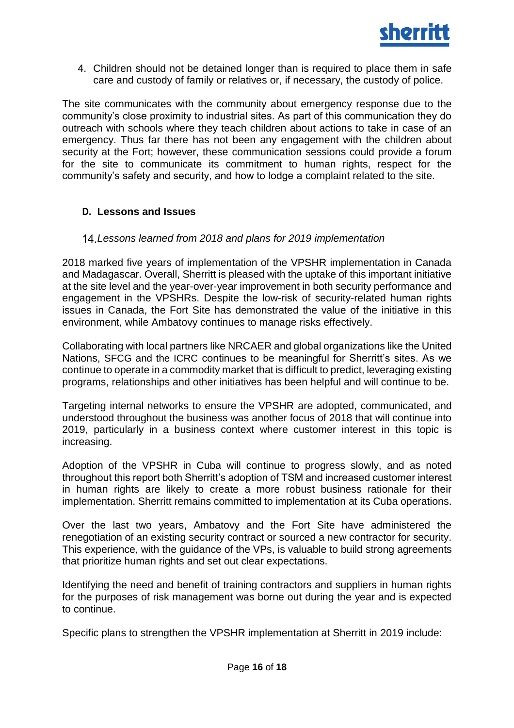4. Children should not be detained longer than is required to place them in safe care and custody of family or relatives or, if necessary, the custody of police.

The site communicates with the community about emergency response due to the community's close proximity to industrial sites. As part of this communication they do outreach with schools where they teach children about actions to take in case of an emergency. Thus far there has not been any engagement with the children about security at the Fort; however, these communication sessions could provide a forum for the site to communicate its commitment to human rights, respect for the community's safety and security, and how to lodge a complaint related to the site.

### D. Lessons and Issues

14. *Lessons learned from 2018 and plans for 2019 implementation*

2018 marked five years of implementation of the VPSHR implementation in Canada and Madagascar. Overall, Sherritt is pleased with the uptake of this important initiative at the site level and the year-over-year improvement in both security performance and engagement in the VPSHRs. Despite the low-risk of security-related human rights issues in Canada, the Fort Site has demonstrated the value of the initiative in this environment, while Ambatovy continues to manage risks effectively.

Collaborating with local partners like NRCAER and global organizations like the United Nations, SFCG and the ICRC continues to be meaningful for Sherritt's sites. As we continue to operate in a commodity market that is difficult to predict, leveraging existing programs, relationships and other initiatives has been helpful and will continue to be.

Targeting internal networks to ensure the VPSHR are adopted, communicated, and understood throughout the business was another focus of 2018 that will continue into 2019, particularly in a business context where customer interest in this topic is increasing.

Adoption of the VPSHR in Cuba will continue to progress slowly, and as noted throughout this report both Sherritt's adoption of TSM and increased customer interest in human rights are likely to create a more robust business rationale for their implementation. Sherritt remains committed to implementation at its Cuba operations.

Over the last two years, Ambatovy and the Fort Site have administered the renegotiation of an existing security contract or sourced a new contractor for security. This experience, with the guidance of the VPs, is valuable to build strong agreements that prioritize human rights and set out clear expectations.

Identifying the need and benefit of training contractors and suppliers in human rights for the purposes of risk management was borne out during the year and is expected to continue.

Specific plans to strengthen the VPSHR implementation at Sherritt in 2019 include: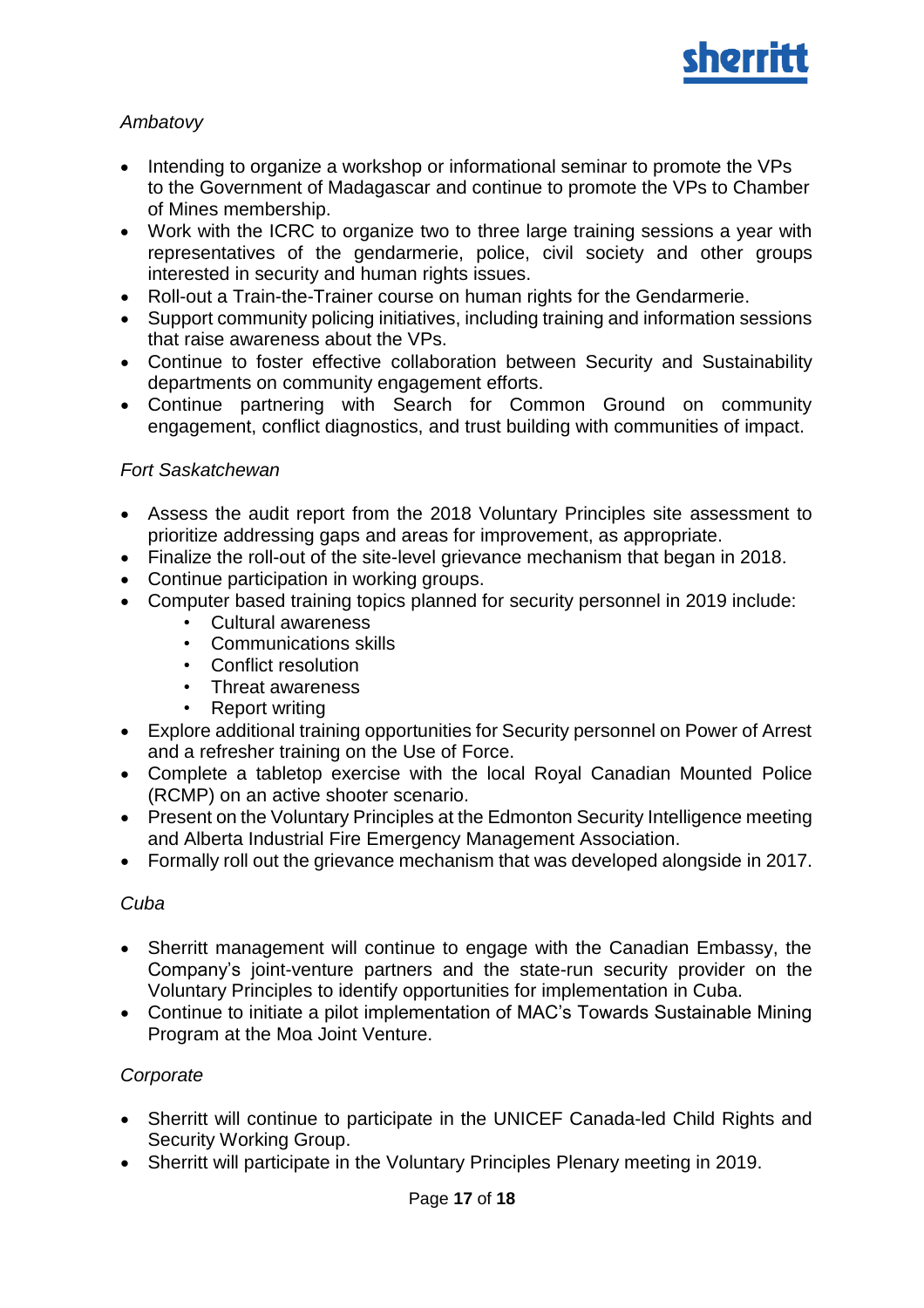*Ambatovy*

- Intending to organize a workshop or informational seminar to promote the VPs to the Government of Madagascar and continue to promote the VPs to Chamber of Mines membership.
- Work with the ICRC to organize two to three large training sessions a year with representatives of the gendarmerie, police, civil society and other groups interested in security and human rights issues.
- Roll-out a Train-the-Trainer course on human rights for the Gendarmerie.
- Support community policing initiatives, including training and information sessions that raise awareness about the VPs.
- Continue to foster effective collaboration between Security and Sustainability departments on community engagement efforts.
- Continue partnering with Search for Common Ground on community engagement, conflict diagnostics, and trust building with communities of impact.

*Fort Saskatchewan*

- Assess the audit report from the 2018 Voluntary Principles site assessment to prioritize addressing gaps and areas for improvement, as appropriate.
- Finalize the roll-out of the site-level grievance mechanism that began in 2018.
- Continue participation in working groups.
- Computer based training topics planned for security personnel in 2019 include:
    - Cultural awareness
    - Communications skills
    - Conflict resolution
    - Threat awareness
    - Report writing
- Explore additional training opportunities for Security personnel on Power of Arrest and a refresher training on the Use of Force.
- Complete a tabletop exercise with the local Royal Canadian Mounted Police (RCMP) on an active shooter scenario.
- Present on the Voluntary Principles at the Edmonton Security Intelligence meeting and Alberta Industrial Fire Emergency Management Association.
- Formally roll out the grievance mechanism that was developed alongside in 2017.

*Cuba*

- Sherritt management will continue to engage with the Canadian Embassy, the Company's joint-venture partners and the state-run security provider on the Voluntary Principles to identify opportunities for implementation in Cuba.
- Continue to initiate a pilot implementation of MAC's Towards Sustainable Mining Program at the Moa Joint Venture.

*Corporate*

- Sherritt will continue to participate in the UNICEF Canada-led Child Rights and Security Working Group.
- Sherritt will participate in the Voluntary Principles Plenary meeting in 2019.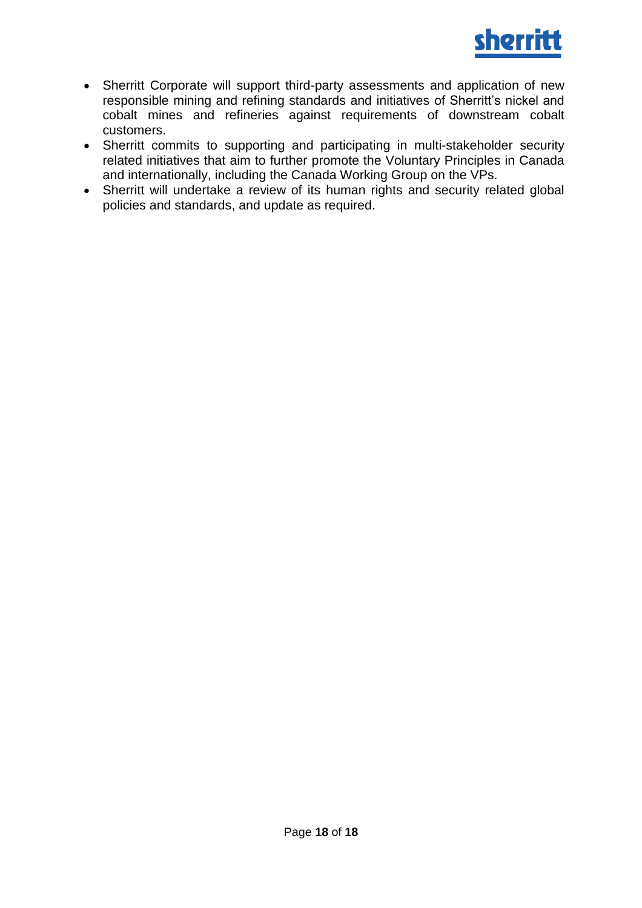- Sherritt Corporate will support third-party assessments and application of new responsible mining and refining standards and initiatives of Sherritt's nickel and cobalt mines and refineries against requirements of downstream cobalt customers.
- Sherritt commits to supporting and participating in multi-stakeholder security related initiatives that aim to further promote the Voluntary Principles in Canada and internationally, including the Canada Working Group on the VPs.
- Sherritt will undertake a review of its human rights and security related global policies and standards, and update as required.